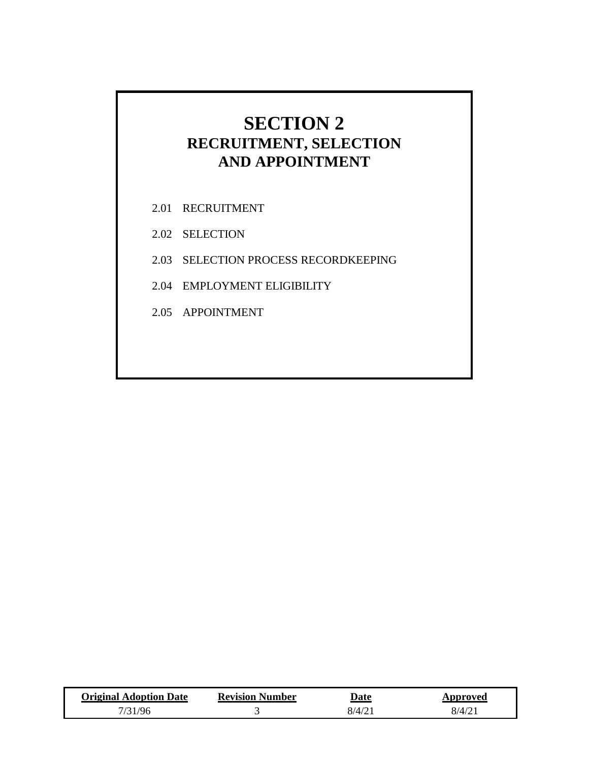# SECTION 2
## RECRUITMENT, SELECTION AND APPOINTMENT

2.01 RECRUITMENT

2.02 SELECTION

2.03 SELECTION PROCESS RECORDKEEPING

2.04 EMPLOYMENT ELIGIBILITY

2.05 APPOINTMENT

| Original Adoption Date | Revision Number | Date | Approved |
|---|---|---|---|
| 7/31/96 | 3 | 8/4/21 | 8/4/21 |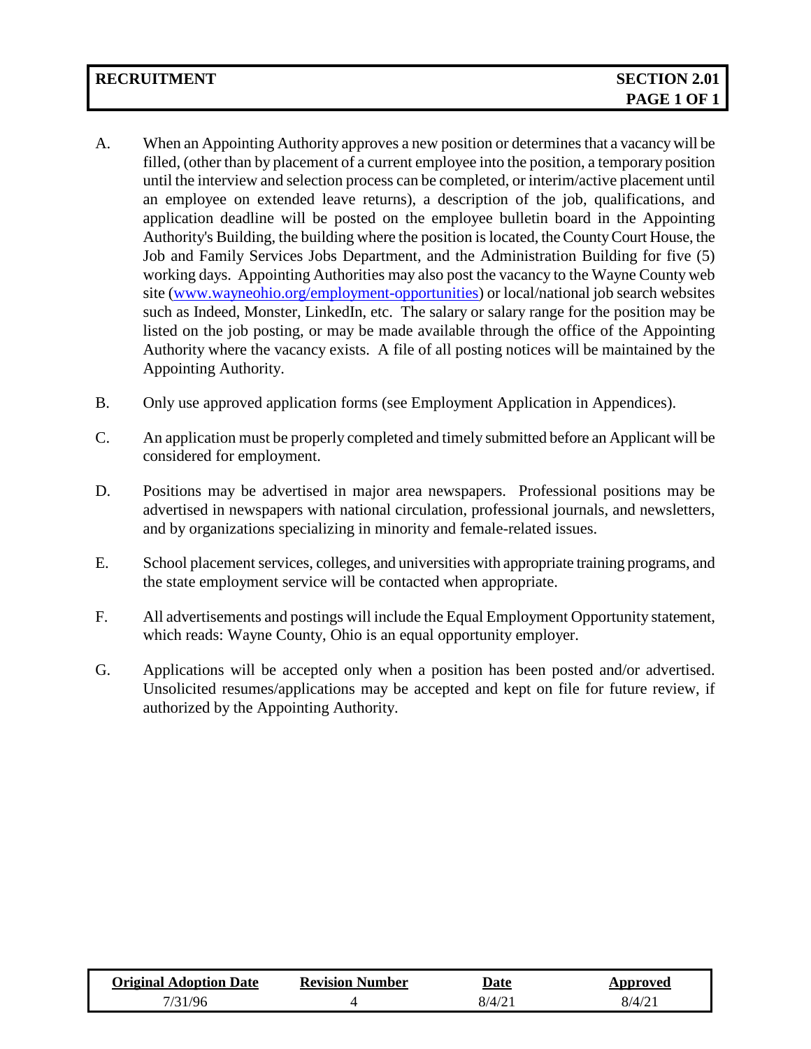**RECRUITMENT** | **SECTION 2.01**

A. When an Appointing Authority approves a new position or determines that a vacancy will be filled, (other than by placement of a current employee into the position, a temporary position until the interview and selection process can be completed, or interim/active placement until an employee on extended leave returns), a description of the job, qualifications, and application deadline will be posted on the employee bulletin board in the Appointing Authority's Building, the building where the position is located, the County Court House, the Job and Family Services Jobs Department, and the Administration Building for five (5) working days. Appointing Authorities may also post the vacancy to the Wayne County web site (www.wayneohio.org/employment-opportunities) or local/national job search websites such as Indeed, Monster, LinkedIn, etc. The salary or salary range for the position may be listed on the job posting, or may be made available through the office of the Appointing Authority where the vacancy exists. A file of all posting notices will be maintained by the Appointing Authority.

B. Only use approved application forms (see Employment Application in Appendices).

C. An application must be properly completed and timely submitted before an Applicant will be considered for employment.

D. Positions may be advertised in major area newspapers. Professional positions may be advertised in newspapers with national circulation, professional journals, and newsletters, and by organizations specializing in minority and female-related issues.

E. School placement services, colleges, and universities with appropriate training programs, and the state employment service will be contacted when appropriate.

F. All advertisements and postings will include the Equal Employment Opportunity statement, which reads: Wayne County, Ohio is an equal opportunity employer.

G. Applications will be accepted only when a position has been posted and/or advertised. Unsolicited resumes/applications may be accepted and kept on file for future review, if authorized by the Appointing Authority.

| Original Adoption Date | Revision Number | Date | Approved |
|---|---|---|---|
| 7/31/96 | 4 | 8/4/21 | 8/4/21 |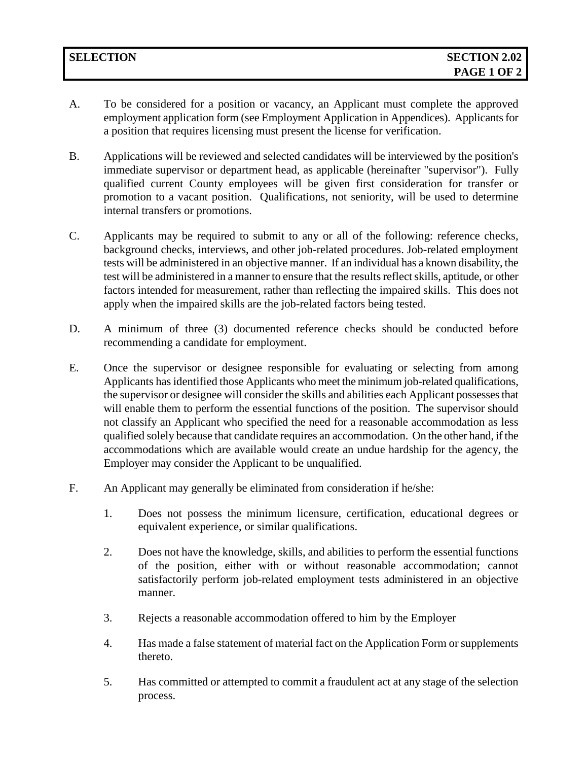# SELECTION — SECTION 2.02

A. To be considered for a position or vacancy, an Applicant must complete the approved employment application form (see Employment Application in Appendices). Applicants for a position that requires licensing must present the license for verification.

B. Applications will be reviewed and selected candidates will be interviewed by the position's immediate supervisor or department head, as applicable (hereinafter "supervisor"). Fully qualified current County employees will be given first consideration for transfer or promotion to a vacant position. Qualifications, not seniority, will be used to determine internal transfers or promotions.

C. Applicants may be required to submit to any or all of the following: reference checks, background checks, interviews, and other job-related procedures. Job-related employment tests will be administered in an objective manner. If an individual has a known disability, the test will be administered in a manner to ensure that the results reflect skills, aptitude, or other factors intended for measurement, rather than reflecting the impaired skills. This does not apply when the impaired skills are the job-related factors being tested.

D. A minimum of three (3) documented reference checks should be conducted before recommending a candidate for employment.

E. Once the supervisor or designee responsible for evaluating or selecting from among Applicants has identified those Applicants who meet the minimum job-related qualifications, the supervisor or designee will consider the skills and abilities each Applicant possesses that will enable them to perform the essential functions of the position. The supervisor should not classify an Applicant who specified the need for a reasonable accommodation as less qualified solely because that candidate requires an accommodation. On the other hand, if the accommodations which are available would create an undue hardship for the agency, the Employer may consider the Applicant to be unqualified.

F. An Applicant may generally be eliminated from consideration if he/she:

1. Does not possess the minimum licensure, certification, educational degrees or equivalent experience, or similar qualifications.

2. Does not have the knowledge, skills, and abilities to perform the essential functions of the position, either with or without reasonable accommodation; cannot satisfactorily perform job-related employment tests administered in an objective manner.

3. Rejects a reasonable accommodation offered to him by the Employer

4. Has made a false statement of material fact on the Application Form or supplements thereto.

5. Has committed or attempted to commit a fraudulent act at any stage of the selection process.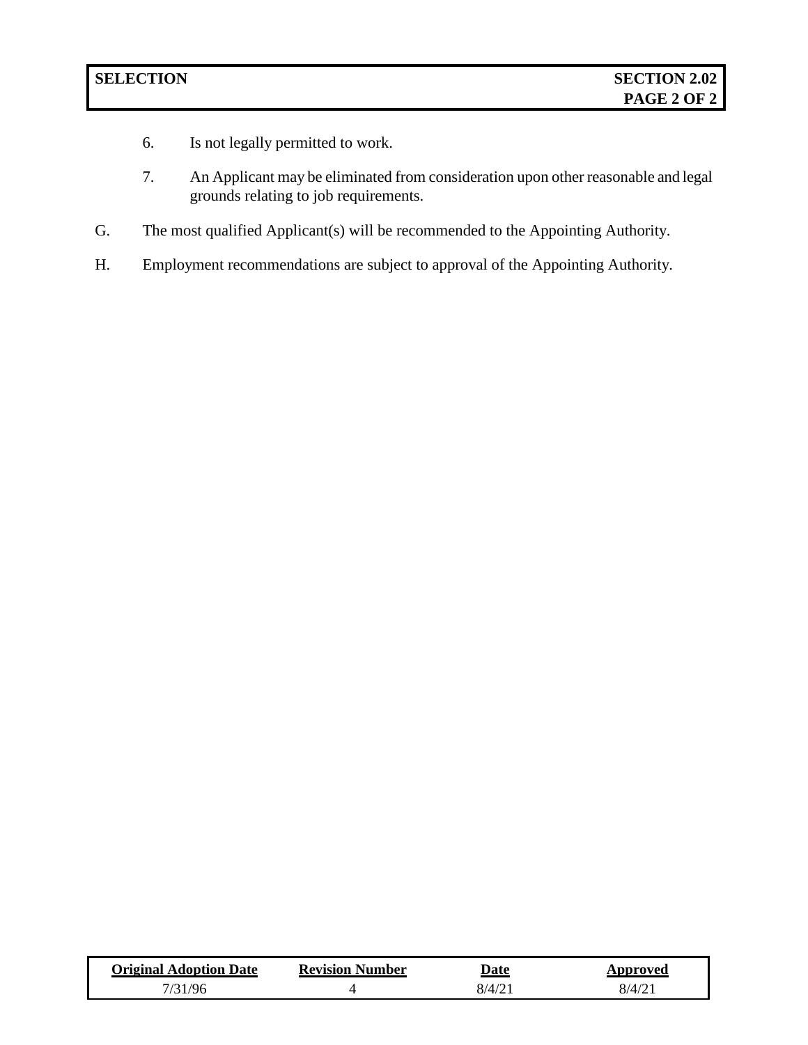6. Is not legally permitted to work.

7. An Applicant may be eliminated from consideration upon other reasonable and legal grounds relating to job requirements.

G. The most qualified Applicant(s) will be recommended to the Appointing Authority.

H. Employment recommendations are subject to approval of the Appointing Authority.

| Original Adoption Date | Revision Number | Date | Approved |
| --- | --- | --- | --- |
| 7/31/96 | 4 | 8/4/21 | 8/4/21 |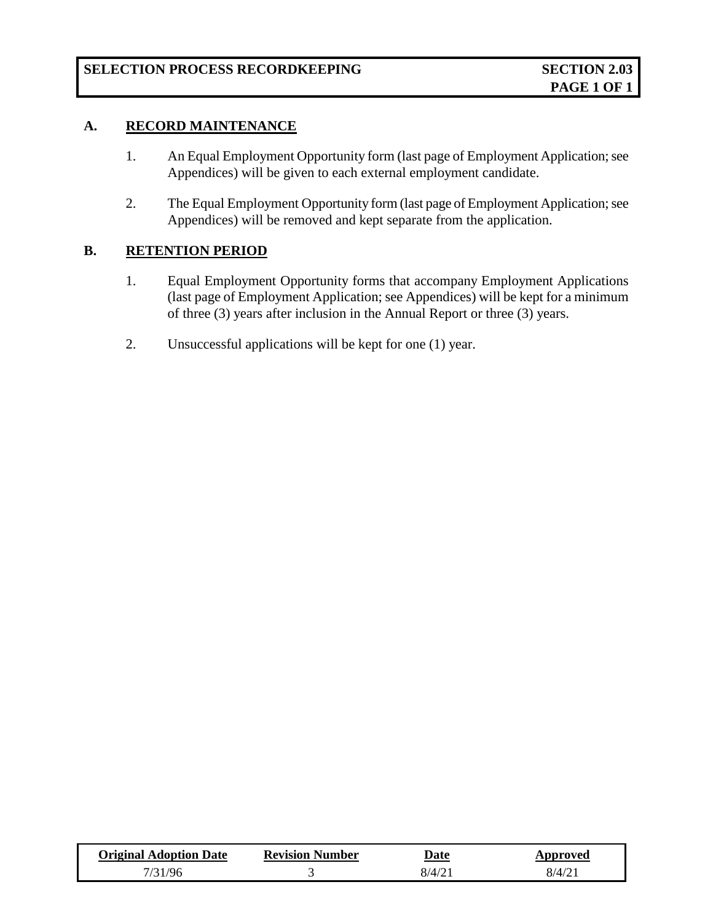# SELECTION PROCESS RECORDKEEPING — SECTION 2.03

## A. RECORD MAINTENANCE

1. An Equal Employment Opportunity form (last page of Employment Application; see Appendices) will be given to each external employment candidate.

2. The Equal Employment Opportunity form (last page of Employment Application; see Appendices) will be removed and kept separate from the application.

## B. RETENTION PERIOD

1. Equal Employment Opportunity forms that accompany Employment Applications (last page of Employment Application; see Appendices) will be kept for a minimum of three (3) years after inclusion in the Annual Report or three (3) years.

2. Unsuccessful applications will be kept for one (1) year.

| Original Adoption Date | Revision Number | Date | Approved |
| --- | --- | --- | --- |
| 7/31/96 | 3 | 8/4/21 | 8/4/21 |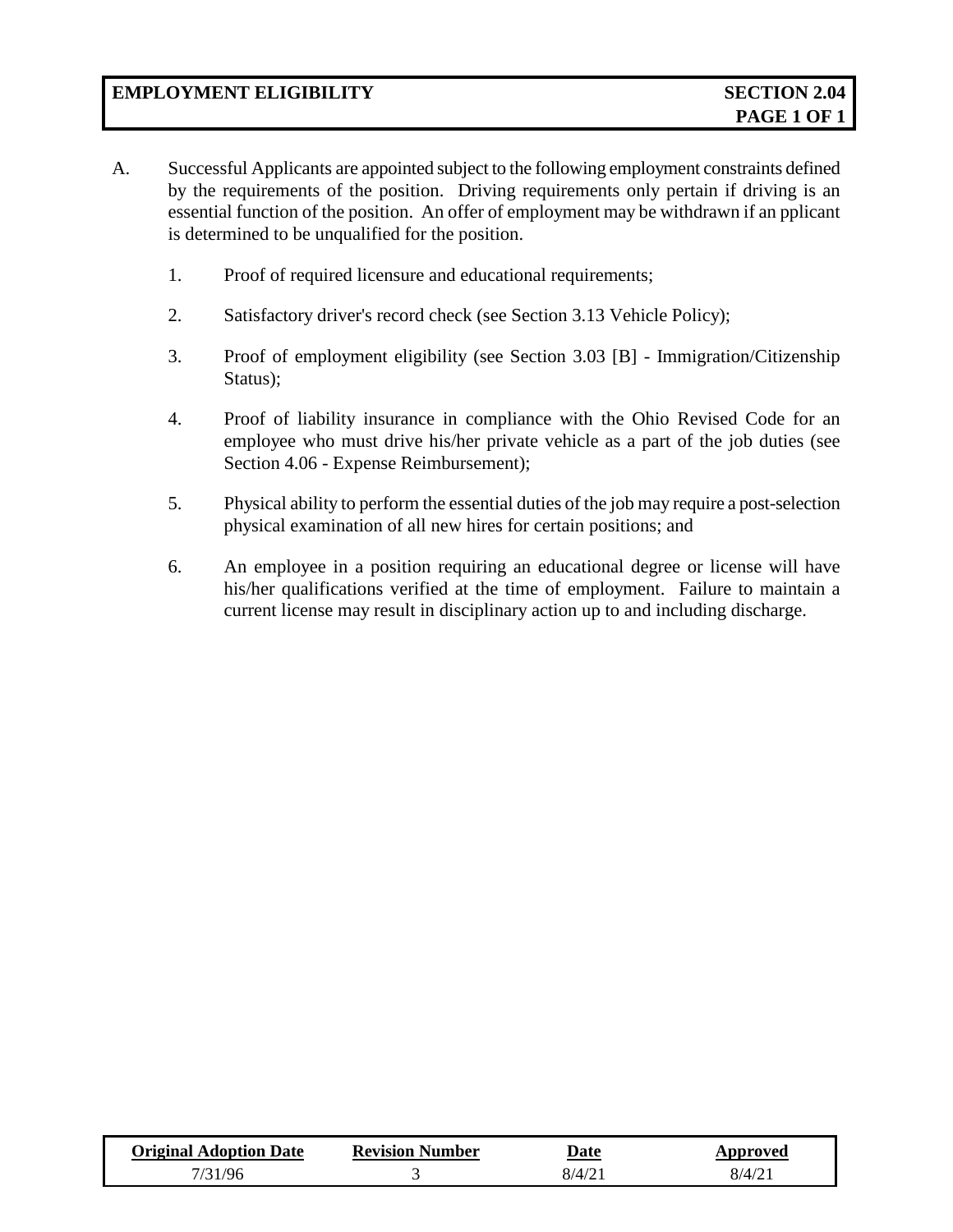# EMPLOYMENT ELIGIBILITY

**SECTION 2.04**

A. Successful Applicants are appointed subject to the following employment constraints defined by the requirements of the position. Driving requirements only pertain if driving is an essential function of the position. An offer of employment may be withdrawn if an pplicant is determined to be unqualified for the position.

1. Proof of required licensure and educational requirements;

2. Satisfactory driver's record check (see Section 3.13 Vehicle Policy);

3. Proof of employment eligibility (see Section 3.03 [B] - Immigration/Citizenship Status);

4. Proof of liability insurance in compliance with the Ohio Revised Code for an employee who must drive his/her private vehicle as a part of the job duties (see Section 4.06 - Expense Reimbursement);

5. Physical ability to perform the essential duties of the job may require a post-selection physical examination of all new hires for certain positions; and

6. An employee in a position requiring an educational degree or license will have his/her qualifications verified at the time of employment. Failure to maintain a current license may result in disciplinary action up to and including discharge.

| Original Adoption Date | Revision Number | Date | Approved |
|---|---|---|---|
| 7/31/96 | 3 | 8/4/21 | 8/4/21 |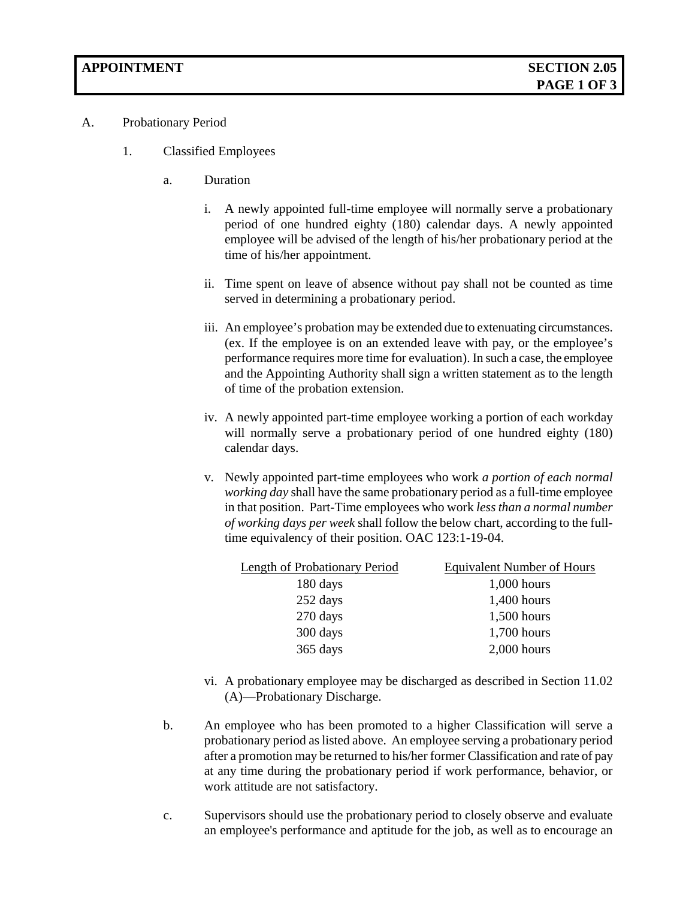# APPOINTMENT — SECTION 2.05

A. Probationary Period

1. Classified Employees

a. Duration

i. A newly appointed full-time employee will normally serve a probationary period of one hundred eighty (180) calendar days. A newly appointed employee will be advised of the length of his/her probationary period at the time of his/her appointment.

ii. Time spent on leave of absence without pay shall not be counted as time served in determining a probationary period.

iii. An employee's probation may be extended due to extenuating circumstances. (ex. If the employee is on an extended leave with pay, or the employee's performance requires more time for evaluation). In such a case, the employee and the Appointing Authority shall sign a written statement as to the length of time of the probation extension.

iv. A newly appointed part-time employee working a portion of each workday will normally serve a probationary period of one hundred eighty (180) calendar days.

v. Newly appointed part-time employees who work *a portion of each normal working day* shall have the same probationary period as a full-time employee in that position. Part-Time employees who work *less than a normal number of working days per week* shall follow the below chart, according to the full-time equivalency of their position. OAC 123:1-19-04.

| Length of Probationary Period | Equivalent Number of Hours |
|---|---|
| 180 days | 1,000 hours |
| 252 days | 1,400 hours |
| 270 days | 1,500 hours |
| 300 days | 1,700 hours |
| 365 days | 2,000 hours |

vi. A probationary employee may be discharged as described in Section 11.02 (A)—Probationary Discharge.

b. An employee who has been promoted to a higher Classification will serve a probationary period as listed above. An employee serving a probationary period after a promotion may be returned to his/her former Classification and rate of pay at any time during the probationary period if work performance, behavior, or work attitude are not satisfactory.

c. Supervisors should use the probationary period to closely observe and evaluate an employee's performance and aptitude for the job, as well as to encourage an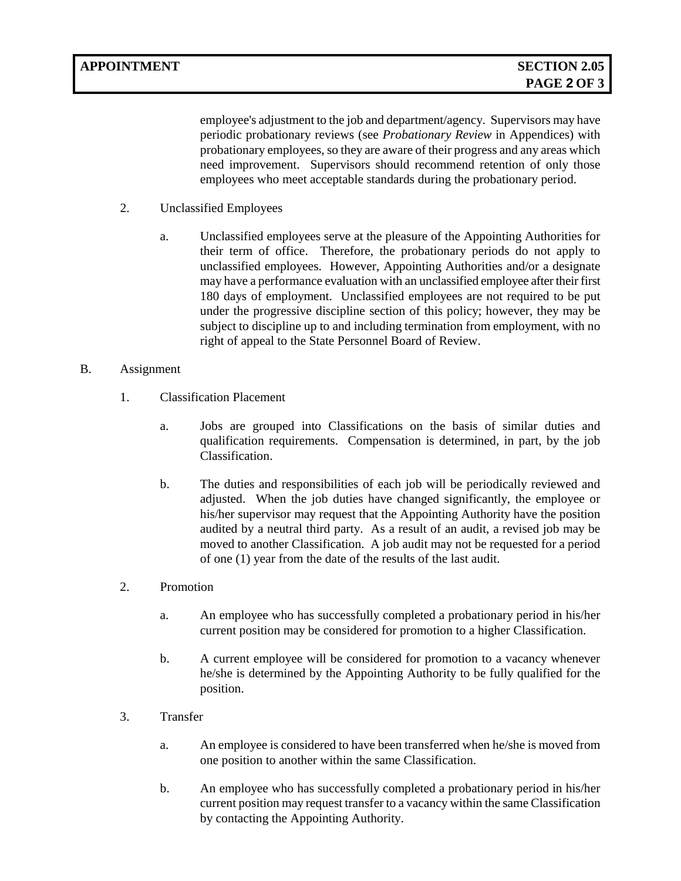employee's adjustment to the job and department/agency. Supervisors may have periodic probationary reviews (see *Probationary Review* in Appendices) with probationary employees, so they are aware of their progress and any areas which need improvement. Supervisors should recommend retention of only those employees who meet acceptable standards during the probationary period.

2. Unclassified Employees

   a. Unclassified employees serve at the pleasure of the Appointing Authorities for their term of office. Therefore, the probationary periods do not apply to unclassified employees. However, Appointing Authorities and/or a designate may have a performance evaluation with an unclassified employee after their first 180 days of employment. Unclassified employees are not required to be put under the progressive discipline section of this policy; however, they may be subject to discipline up to and including termination from employment, with no right of appeal to the State Personnel Board of Review.

B. Assignment

1. Classification Placement

   a. Jobs are grouped into Classifications on the basis of similar duties and qualification requirements. Compensation is determined, in part, by the job Classification.

   b. The duties and responsibilities of each job will be periodically reviewed and adjusted. When the job duties have changed significantly, the employee or his/her supervisor may request that the Appointing Authority have the position audited by a neutral third party. As a result of an audit, a revised job may be moved to another Classification. A job audit may not be requested for a period of one (1) year from the date of the results of the last audit.

2. Promotion

   a. An employee who has successfully completed a probationary period in his/her current position may be considered for promotion to a higher Classification.

   b. A current employee will be considered for promotion to a vacancy whenever he/she is determined by the Appointing Authority to be fully qualified for the position.

3. Transfer

   a. An employee is considered to have been transferred when he/she is moved from one position to another within the same Classification.

   b. An employee who has successfully completed a probationary period in his/her current position may request transfer to a vacancy within the same Classification by contacting the Appointing Authority.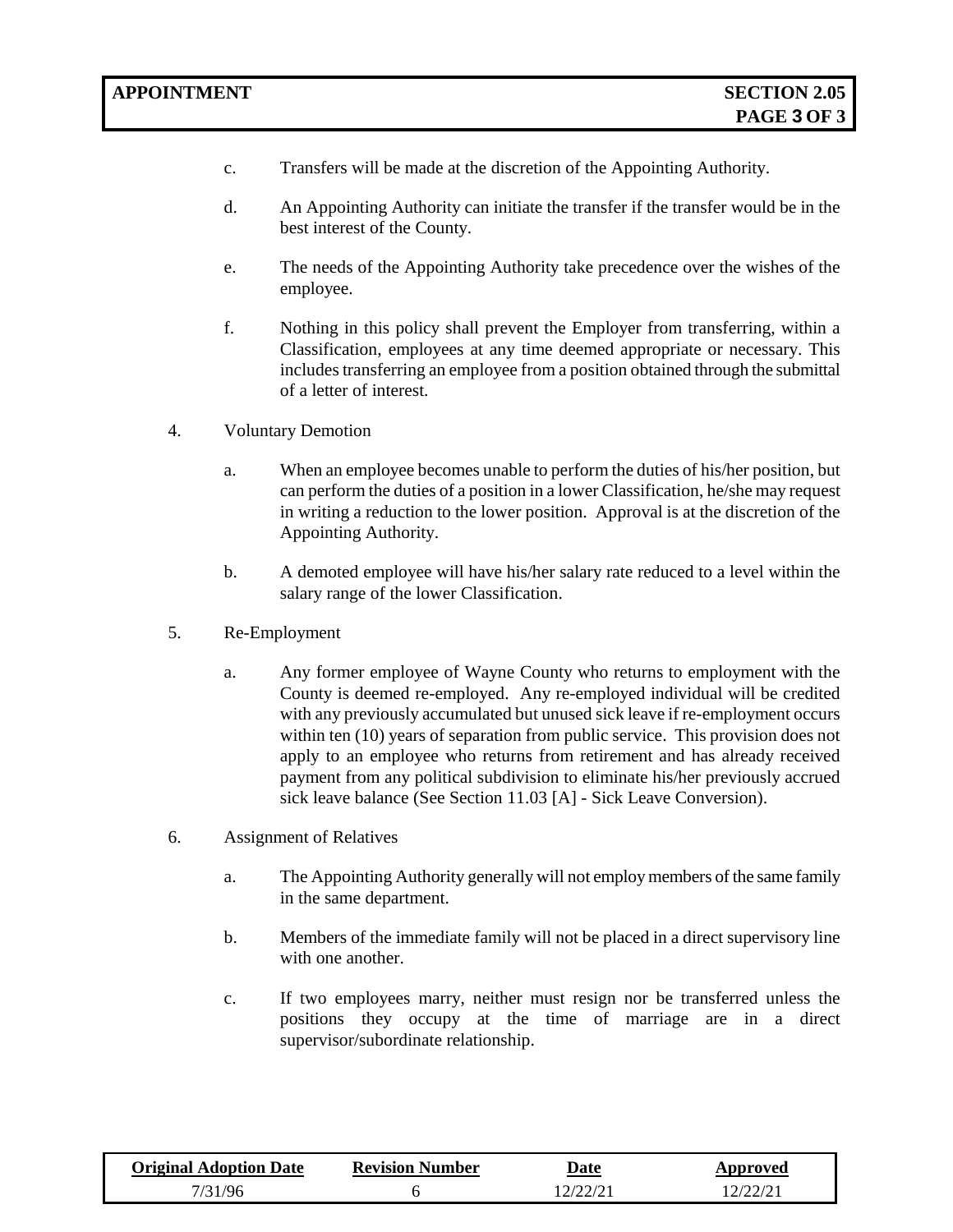c. Transfers will be made at the discretion of the Appointing Authority.

d. An Appointing Authority can initiate the transfer if the transfer would be in the best interest of the County.

e. The needs of the Appointing Authority take precedence over the wishes of the employee.

f. Nothing in this policy shall prevent the Employer from transferring, within a Classification, employees at any time deemed appropriate or necessary. This includes transferring an employee from a position obtained through the submittal of a letter of interest.

4. Voluntary Demotion

   a. When an employee becomes unable to perform the duties of his/her position, but can perform the duties of a position in a lower Classification, he/she may request in writing a reduction to the lower position. Approval is at the discretion of the Appointing Authority.

   b. A demoted employee will have his/her salary rate reduced to a level within the salary range of the lower Classification.

5. Re-Employment

   a. Any former employee of Wayne County who returns to employment with the County is deemed re-employed. Any re-employed individual will be credited with any previously accumulated but unused sick leave if re-employment occurs within ten (10) years of separation from public service. This provision does not apply to an employee who returns from retirement and has already received payment from any political subdivision to eliminate his/her previously accrued sick leave balance (See Section 11.03 [A] - Sick Leave Conversion).

6. Assignment of Relatives

   a. The Appointing Authority generally will not employ members of the same family in the same department.

   b. Members of the immediate family will not be placed in a direct supervisory line with one another.

   c. If two employees marry, neither must resign nor be transferred unless the positions they occupy at the time of marriage are in a direct supervisor/subordinate relationship.